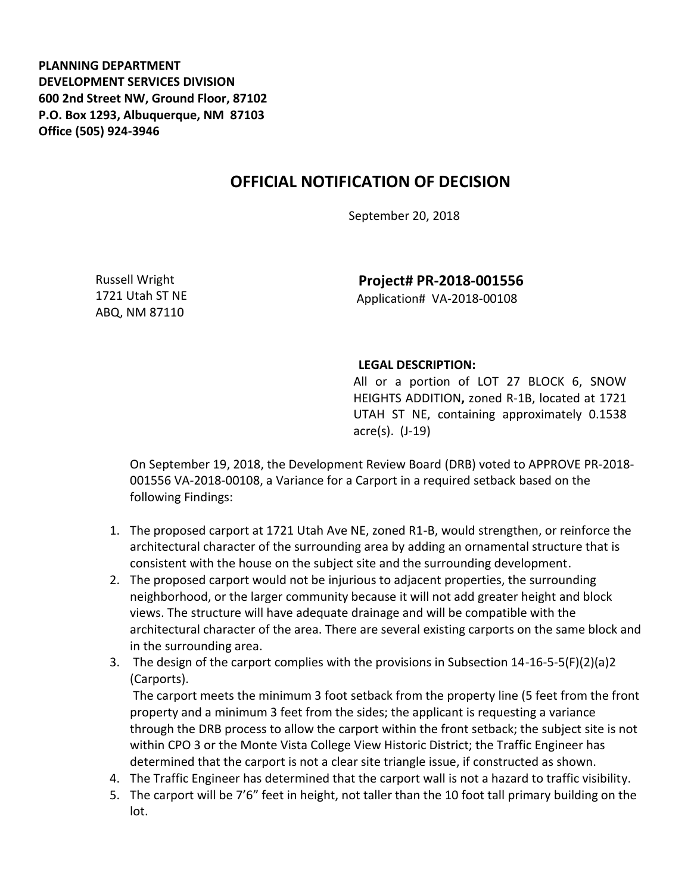**PLANNING DEPARTMENT**
**DEVELOPMENT SERVICES DIVISION**
**600 2nd Street NW, Ground Floor, 87102**
**P.O. Box 1293, Albuquerque, NM 87103**
**Office (505) 924-3946**

# OFFICIAL NOTIFICATION OF DECISION

September 20, 2018

Russell Wright
1721 Utah ST NE
ABQ, NM 87110

**Project# PR-2018-001556**
Application# VA-2018-00108

**LEGAL DESCRIPTION:**
All or a portion of LOT 27 BLOCK 6, SNOW HEIGHTS ADDITION**,** zoned R-1B, located at 1721 UTAH ST NE, containing approximately 0.1538 acre(s). (J-19)

On September 19, 2018, the Development Review Board (DRB) voted to APPROVE PR-2018-001556 VA-2018-00108, a Variance for a Carport in a required setback based on the following Findings:

1. The proposed carport at 1721 Utah Ave NE, zoned R1-B, would strengthen, or reinforce the architectural character of the surrounding area by adding an ornamental structure that is consistent with the house on the subject site and the surrounding development.
2. The proposed carport would not be injurious to adjacent properties, the surrounding neighborhood, or the larger community because it will not add greater height and block views. The structure will have adequate drainage and will be compatible with the architectural character of the area. There are several existing carports on the same block and in the surrounding area.
3. The design of the carport complies with the provisions in Subsection 14-16-5-5(F)(2)(a)2 (Carports).
   The carport meets the minimum 3 foot setback from the property line (5 feet from the front property and a minimum 3 feet from the sides; the applicant is requesting a variance through the DRB process to allow the carport within the front setback; the subject site is not within CPO 3 or the Monte Vista College View Historic District; the Traffic Engineer has determined that the carport is not a clear site triangle issue, if constructed as shown.
4. The Traffic Engineer has determined that the carport wall is not a hazard to traffic visibility.
5. The carport will be 7'6" feet in height, not taller than the 10 foot tall primary building on the lot.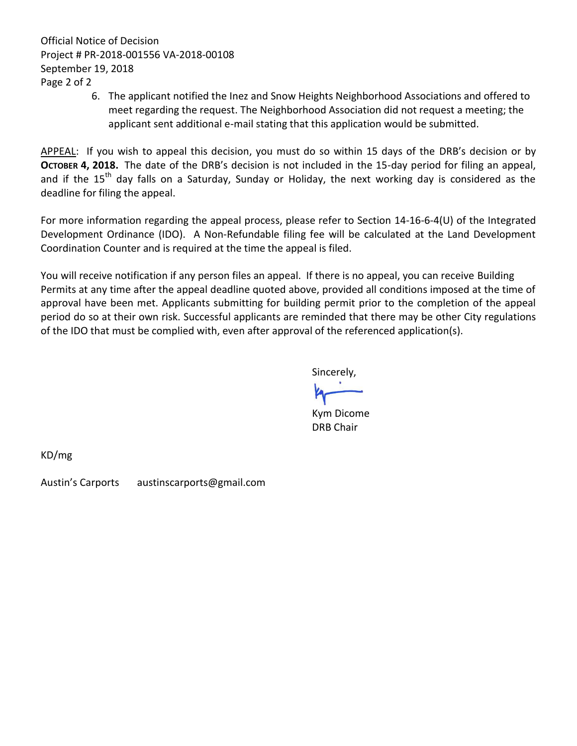6. The applicant notified the Inez and Snow Heights Neighborhood Associations and offered to meet regarding the request. The Neighborhood Association did not request a meeting; the applicant sent additional e-mail stating that this application would be submitted.

APPEAL: If you wish to appeal this decision, you must do so within 15 days of the DRB's decision or by **OCTOBER 4, 2018.** The date of the DRB's decision is not included in the 15-day period for filing an appeal, and if the 15th day falls on a Saturday, Sunday or Holiday, the next working day is considered as the deadline for filing the appeal.

For more information regarding the appeal process, please refer to Section 14-16-6-4(U) of the Integrated Development Ordinance (IDO). A Non-Refundable filing fee will be calculated at the Land Development Coordination Counter and is required at the time the appeal is filed.

You will receive notification if any person files an appeal. If there is no appeal, you can receive Building Permits at any time after the appeal deadline quoted above, provided all conditions imposed at the time of approval have been met. Applicants submitting for building permit prior to the completion of the appeal period do so at their own risk. Successful applicants are reminded that there may be other City regulations of the IDO that must be complied with, even after approval of the referenced application(s).

Sincerely,

Kym Dicome
DRB Chair

KD/mg

Austin's Carports austinscarports@gmail.com